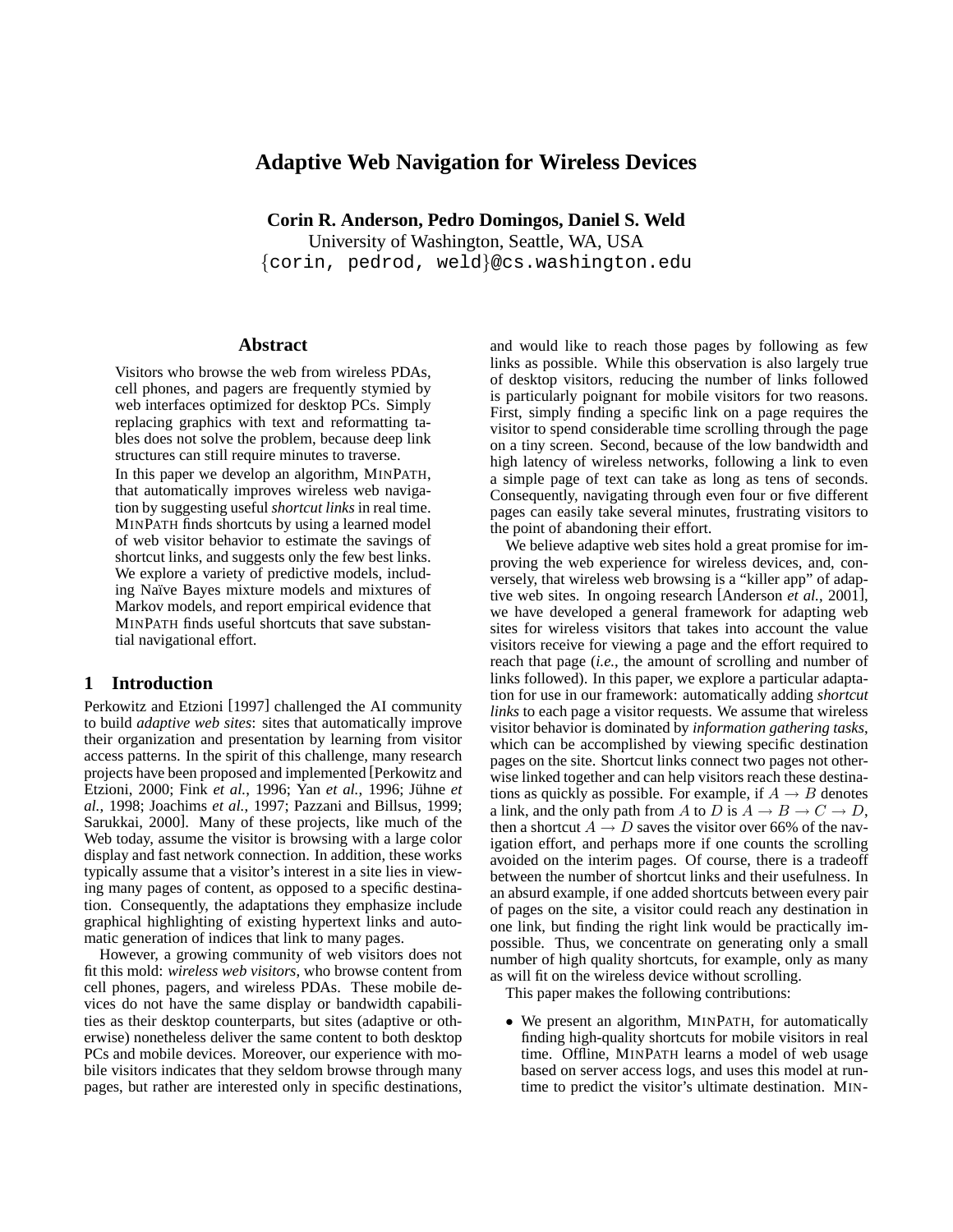# Adaptive Web Navigation for Wireless Devices

**Corin R. Anderson, Pedro Domingos, Daniel S. Weld**
University of Washington, Seattle, WA, USA
{corin, pedrod, weld}@cs.washington.edu

## Abstract

Visitors who browse the web from wireless PDAs, cell phones, and pagers are frequently stymied by web interfaces optimized for desktop PCs. Simply replacing graphics with text and reformatting tables does not solve the problem, because deep link structures can still require minutes to traverse.

In this paper we develop an algorithm, MINPATH, that automatically improves wireless web navigation by suggesting useful *shortcut links* in real time. MINPATH finds shortcuts by using a learned model of web visitor behavior to estimate the savings of shortcut links, and suggests only the few best links. We explore a variety of predictive models, including Naïve Bayes mixture models and mixtures of Markov models, and report empirical evidence that MINPATH finds useful shortcuts that save substantial navigational effort.

## 1 Introduction

Perkowitz and Etzioni [1997] challenged the AI community to build *adaptive web sites*: sites that automatically improve their organization and presentation by learning from visitor access patterns. In the spirit of this challenge, many research projects have been proposed and implemented [Perkowitz and Etzioni, 2000; Fink *et al.*, 1996; Yan *et al.*, 1996; Jühne *et al.*, 1998; Joachims *et al.*, 1997; Pazzani and Billsus, 1999; Sarukkai, 2000]. Many of these projects, like much of the Web today, assume the visitor is browsing with a large color display and fast network connection. In addition, these works typically assume that a visitor's interest in a site lies in viewing many pages of content, as opposed to a specific destination. Consequently, the adaptations they emphasize include graphical highlighting of existing hypertext links and automatic generation of indices that link to many pages.

However, a growing community of web visitors does not fit this mold: *wireless web visitors*, who browse content from cell phones, pagers, and wireless PDAs. These mobile devices do not have the same display or bandwidth capabilities as their desktop counterparts, but sites (adaptive or otherwise) nonetheless deliver the same content to both desktop PCs and mobile devices. Moreover, our experience with mobile visitors indicates that they seldom browse through many pages, but rather are interested only in specific destinations, and would like to reach those pages by following as few links as possible. While this observation is also largely true of desktop visitors, reducing the number of links followed is particularly poignant for mobile visitors for two reasons. First, simply finding a specific link on a page requires the visitor to spend considerable time scrolling through the page on a tiny screen. Second, because of the low bandwidth and high latency of wireless networks, following a link to even a simple page of text can take as long as tens of seconds. Consequently, navigating through even four or five different pages can easily take several minutes, frustrating visitors to the point of abandoning their effort.

We believe adaptive web sites hold a great promise for improving the web experience for wireless devices, and, conversely, that wireless web browsing is a "killer app" of adaptive web sites. In ongoing research [Anderson *et al.*, 2001], we have developed a general framework for adapting web sites for wireless visitors that takes into account the value visitors receive for viewing a page and the effort required to reach that page (*i.e.*, the amount of scrolling and number of links followed). In this paper, we explore a particular adaptation for use in our framework: automatically adding *shortcut links* to each page a visitor requests. We assume that wireless visitor behavior is dominated by *information gathering tasks*, which can be accomplished by viewing specific destination pages on the site. Shortcut links connect two pages not otherwise linked together and can help visitors reach these destinations as quickly as possible. For example, if $A \rightarrow B$ denotes a link, and the only path from $A$ to $D$ is $A \rightarrow B \rightarrow C \rightarrow D$, then a shortcut $A \rightarrow D$ saves the visitor over 66% of the navigation effort, and perhaps more if one counts the scrolling avoided on the interim pages. Of course, there is a tradeoff between the number of shortcut links and their usefulness. In an absurd example, if one added shortcuts between every pair of pages on the site, a visitor could reach any destination in one link, but finding the right link would be practically impossible. Thus, we concentrate on generating only a small number of high quality shortcuts, for example, only as many as will fit on the wireless device without scrolling.

This paper makes the following contributions:

- We present an algorithm, MINPATH, for automatically finding high-quality shortcuts for mobile visitors in real time. Offline, MINPATH learns a model of web usage based on server access logs, and uses this model at runtime to predict the visitor's ultimate destination. MIN-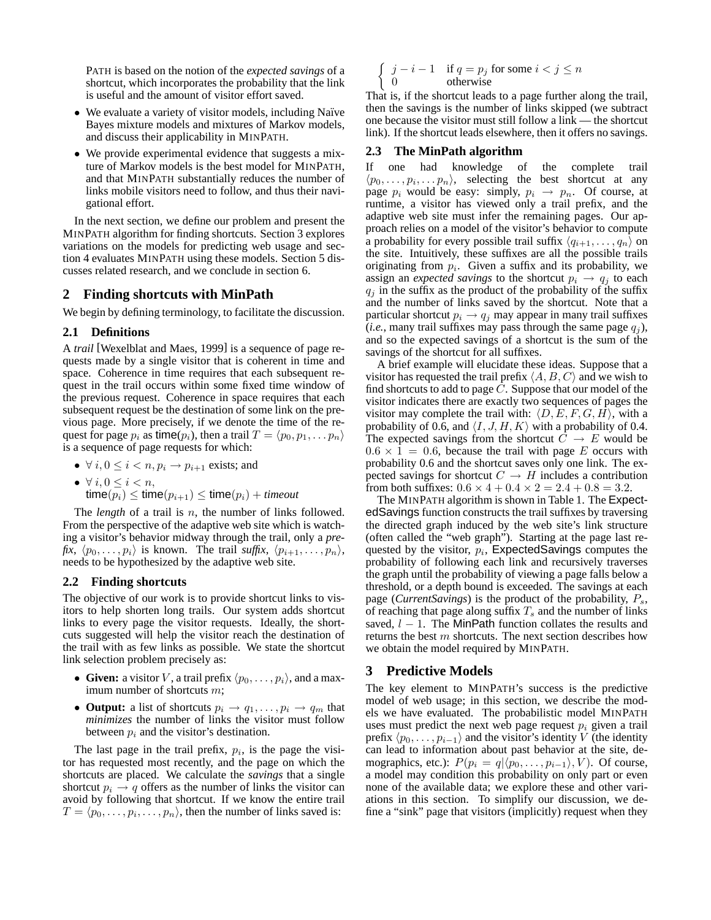PATH is based on the notion of the *expected savings* of a shortcut, which incorporates the probability that the link is useful and the amount of visitor effort saved.

- We evaluate a variety of visitor models, including Naïve Bayes mixture models and mixtures of Markov models, and discuss their applicability in MINPATH.
- We provide experimental evidence that suggests a mixture of Markov models is the best model for MINPATH, and that MINPATH substantially reduces the number of links mobile visitors need to follow, and thus their navigational effort.

In the next section, we define our problem and present the MINPATH algorithm for finding shortcuts. Section 3 explores variations on the models for predicting web usage and section 4 evaluates MINPATH using these models. Section 5 discusses related research, and we conclude in section 6.

## 2 Finding shortcuts with MinPath

We begin by defining terminology, to facilitate the discussion.

### 2.1 Definitions

A *trail* [Wexelblat and Maes, 1999] is a sequence of page requests made by a single visitor that is coherent in time and space. Coherence in time requires that each subsequent request in the trail occurs within some fixed time window of the previous request. Coherence in space requires that each subsequent request be the destination of some link on the previous page. More precisely, if we denote the time of the request for page $p_i$ as $\mathsf{time}(p_i)$, then a trail $T = \langle p_0, p_1, \ldots p_n \rangle$ is a sequence of page requests for which:

- $\forall\, i, 0 \leq i < n, p_i \rightarrow p_{i+1}$ exists; and
- $\forall\, i, 0 \leq i < n$,
  $\mathsf{time}(p_i) \leq \mathsf{time}(p_{i+1}) \leq \mathsf{time}(p_i) + \textit{timeout}$

The *length* of a trail is $n$, the number of links followed. From the perspective of the adaptive web site which is watching a visitor's behavior midway through the trail, only a *prefix*, $\langle p_0, \ldots, p_i \rangle$ is known. The trail *suffix*, $\langle p_{i+1}, \ldots, p_n \rangle$, needs to be hypothesized by the adaptive web site.

### 2.2 Finding shortcuts

The objective of our work is to provide shortcut links to visitors to help shorten long trails. Our system adds shortcut links to every page the visitor requests. Ideally, the shortcuts suggested will help the visitor reach the destination of the trail with as few links as possible. We state the shortcut link selection problem precisely as:

- **Given:** a visitor $V$, a trail prefix $\langle p_0, \ldots, p_i \rangle$, and a maximum number of shortcuts $m$;
- **Output:** a list of shortcuts $p_i \rightarrow q_1, \ldots, p_i \rightarrow q_m$ that *minimizes* the number of links the visitor must follow between $p_i$ and the visitor's destination.

The last page in the trail prefix, $p_i$, is the page the visitor has requested most recently, and the page on which the shortcuts are placed. We calculate the *savings* that a single shortcut $p_i \rightarrow q$ offers as the number of links the visitor can avoid by following that shortcut. If we know the entire trail $T = \langle p_0, \ldots, p_i, \ldots, p_n \rangle$, then the number of links saved is:

$$
\begin{cases} j - i - 1 & \text{if } q = p_j \text{ for some } i < j \leq n \\ 0 & \text{otherwise} \end{cases}
$$

That is, if the shortcut leads to a page further along the trail, then the savings is the number of links skipped (we subtract one because the visitor must still follow a link — the shortcut link). If the shortcut leads elsewhere, then it offers no savings.

### 2.3 The MinPath algorithm

If one had knowledge of the complete trail $\langle p_0, \ldots, p_i, \ldots p_n \rangle$, selecting the best shortcut at any page $p_i$ would be easy: simply, $p_i \rightarrow p_n$. Of course, at runtime, a visitor has viewed only a trail prefix, and the adaptive web site must infer the remaining pages. Our approach relies on a model of the visitor's behavior to compute a probability for every possible trail suffix $\langle q_{i+1}, \ldots, q_n \rangle$ on the site. Intuitively, these suffixes are all the possible trails originating from $p_i$. Given a suffix and its probability, we assign an *expected savings* to the shortcut $p_i \rightarrow q_j$ to each $q_j$ in the suffix as the product of the probability of the suffix and the number of links saved by the shortcut. Note that a particular shortcut $p_i \rightarrow q_j$ may appear in many trail suffixes (*i.e.*, many trail suffixes may pass through the same page $q_j$), and so the expected savings of a shortcut is the sum of the savings of the shortcut for all suffixes.

A brief example will elucidate these ideas. Suppose that a visitor has requested the trail prefix $\langle A, B, C \rangle$ and we wish to find shortcuts to add to page $C$. Suppose that our model of the visitor indicates there are exactly two sequences of pages the visitor may complete the trail with: $\langle D, E, F, G, H \rangle$, with a probability of 0.6, and $\langle I, J, H, K \rangle$ with a probability of 0.4. The expected savings from the shortcut $C \rightarrow E$ would be $0.6 \times 1 = 0.6$, because the trail with page $E$ occurs with probability 0.6 and the shortcut saves only one link. The expected savings for shortcut $C \rightarrow H$ includes a contribution from both suffixes: $0.6 \times 4 + 0.4 \times 2 = 2.4 + 0.8 = 3.2$.

The MINPATH algorithm is shown in Table 1. The ExpectedSavings function constructs the trail suffixes by traversing the directed graph induced by the web site's link structure (often called the "web graph"). Starting at the page last requested by the visitor, $p_i$, ExpectedSavings computes the probability of following each link and recursively traverses the graph until the probability of viewing a page falls below a threshold, or a depth bound is exceeded. The savings at each page (*CurrentSavings*) is the product of the probability, $P_s$, of reaching that page along suffix $T_s$ and the number of links saved, $l - 1$. The MinPath function collates the results and returns the best $m$ shortcuts. The next section describes how we obtain the model required by MINPATH.

## 3 Predictive Models

The key element to MINPATH's success is the predictive model of web usage; in this section, we describe the models we have evaluated. The probabilistic model MINPATH uses must predict the next web page request $p_i$ given a trail prefix $\langle p_0, \ldots, p_{i-1} \rangle$ and the visitor's identity $V$ (the identity can lead to information about past behavior at the site, demographics, etc.): $P(p_i = q | \langle p_0, \ldots, p_{i-1} \rangle, V)$. Of course, a model may condition this probability on only part or even none of the available data; we explore these and other variations in this section. To simplify our discussion, we define a "sink" page that visitors (implicitly) request when they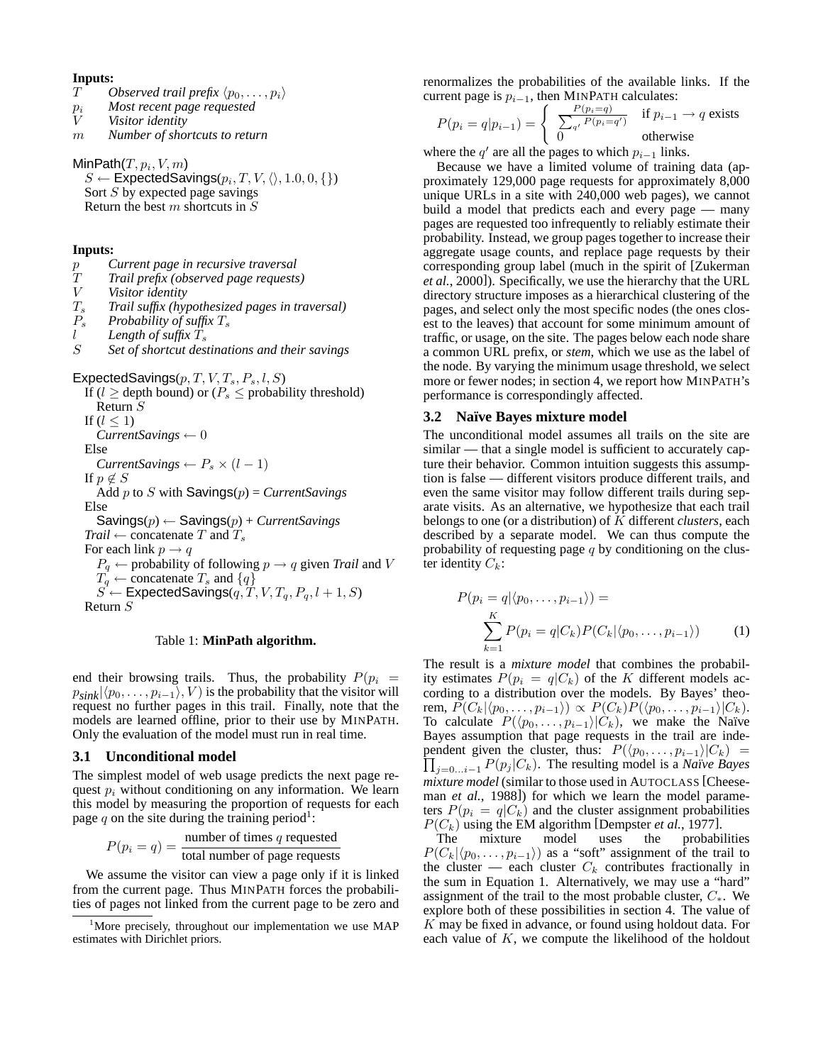**Inputs:**

$T$ *Observed trail prefix* $\langle p_0, \ldots, p_i \rangle$
$p_i$ *Most recent page requested*
$V$ *Visitor identity*
$m$ *Number of shortcuts to return*

```
MinPath(T, p_i, V, m)
  S ← ExpectedSavings(p_i, T, V, ⟨⟩, 1.0, 0, {})
  Sort S by expected page savings
  Return the best m shortcuts in S
```

**Inputs:**

$p$ *Current page in recursive traversal*
$T$ *Trail prefix (observed page requests)*
$V$ *Visitor identity*
$T_s$ *Trail suffix (hypothesized pages in traversal)*
$P_s$ *Probability of suffix* $T_s$
$l$ *Length of suffix* $T_s$
$S$ *Set of shortcut destinations and their savings*

```
ExpectedSavings(p, T, V, T_s, P_s, l, S)
  If (l ≥ depth bound) or (P_s ≤ probability threshold)
    Return S
  If (l ≤ 1)
    CurrentSavings ← 0
  Else
    CurrentSavings ← P_s × (l − 1)
  If p ∉ S
    Add p to S with Savings(p) = CurrentSavings
  Else
    Savings(p) ← Savings(p) + CurrentSavings
  Trail ← concatenate T and T_s
  For each link p → q
    P_q ← probability of following p → q given Trail and V
    T_q ← concatenate T_s and {q}
    S ← ExpectedSavings(q, T, V, T_q, P_q, l + 1, S)
  Return S
```

Table 1: **MinPath algorithm.**

end their browsing trails. Thus, the probability $P(p_i = p_{sink} | \langle p_0, \ldots, p_{i-1} \rangle, V)$ is the probability that the visitor will request no further pages in this trail. Finally, note that the models are learned offline, prior to their use by MINPATH. Only the evaluation of the model must run in real time.

### 3.1 Unconditional model

The simplest model of web usage predicts the next page request $p_i$ without conditioning on any information. We learn this model by measuring the proportion of requests for each page $q$ on the site during the training period[1]:

$$P(p_i = q) = \frac{\text{number of times } q \text{ requested}}{\text{total number of page requests}}$$

We assume the visitor can view a page only if it is linked from the current page. Thus MINPATH forces the probabilities of pages not linked from the current page to be zero and renormalizes the probabilities of the available links. If the current page is $p_{i-1}$, then MINPATH calculates:

$$P(p_i = q | p_{i-1}) = \begin{cases} \frac{P(p_i = q)}{\sum_{q'} P(p_i = q')} & \text{if } p_{i-1} \rightarrow q \text{ exists} \\ 0 & \text{otherwise} \end{cases}$$

where the $q'$ are all the pages to which $p_{i-1}$ links.

Because we have a limited volume of training data (approximately 129,000 page requests for approximately 8,000 unique URLs in a site with 240,000 web pages), we cannot build a model that predicts each and every page — many pages are requested too infrequently to reliably estimate their probability. Instead, we group pages together to increase their aggregate usage counts, and replace page requests by their corresponding group label (much in the spirit of [Zukerman *et al.*, 2000]). Specifically, we use the hierarchy that the URL directory structure imposes as a hierarchical clustering of the pages, and select only the most specific nodes (the ones closest to the leaves) that account for some minimum amount of traffic, or usage, on the site. The pages below each node share a common URL prefix, or *stem*, which we use as the label of the node. By varying the minimum usage threshold, we select more or fewer nodes; in section 4, we report how MINPATH's performance is correspondingly affected.

### 3.2 Naïve Bayes mixture model

The unconditional model assumes all trails on the site are similar — that a single model is sufficient to accurately capture their behavior. Common intuition suggests this assumption is false — different visitors produce different trails, and even the same visitor may follow different trails during separate visits. As an alternative, we hypothesize that each trail belongs to one (or a distribution) of $K$ different *clusters*, each described by a separate model. We can thus compute the probability of requesting page $q$ by conditioning on the cluster identity $C_k$:

$$P(p_i = q | \langle p_0, \ldots, p_{i-1} \rangle) = \sum_{k=1}^{K} P(p_i = q | C_k) P(C_k | \langle p_0, \ldots, p_{i-1} \rangle) \qquad (1)$$

The result is a *mixture model* that combines the probability estimates $P(p_i = q | C_k)$ of the $K$ different models according to a distribution over the models. By Bayes' theorem, $P(C_k | \langle p_0, \ldots, p_{i-1} \rangle) \propto P(C_k) P(\langle p_0, \ldots, p_{i-1} \rangle | C_k)$. To calculate $P(\langle p_0, \ldots, p_{i-1} \rangle | C_k)$, we make the Naïve Bayes assumption that page requests in the trail are independent given the cluster, thus: $P(\langle p_0, \ldots, p_{i-1} \rangle | C_k) = \prod_{j=0 \ldots i-1} P(p_j | C_k)$. The resulting model is a *Naïve Bayes mixture model* (similar to those used in AUTOCLASS [Cheeseman *et al.*, 1988]) for which we learn the model parameters $P(p_i = q | C_k)$ and the cluster assignment probabilities $P(C_k)$ using the EM algorithm [Dempster *et al.*, 1977].

The mixture model uses the probabilities $P(C_k | \langle p_0, \ldots, p_{i-1} \rangle)$ as a "soft" assignment of the trail to the cluster — each cluster $C_k$ contributes fractionally in the sum in Equation 1. Alternatively, we may use a "hard" assignment of the trail to the most probable cluster, $C_*$. We explore both of these possibilities in section 4. The value of $K$ may be fixed in advance, or found using holdout data. For each value of $K$, we compute the likelihood of the holdout

[1] More precisely, throughout our implementation we use MAP estimates with Dirichlet priors.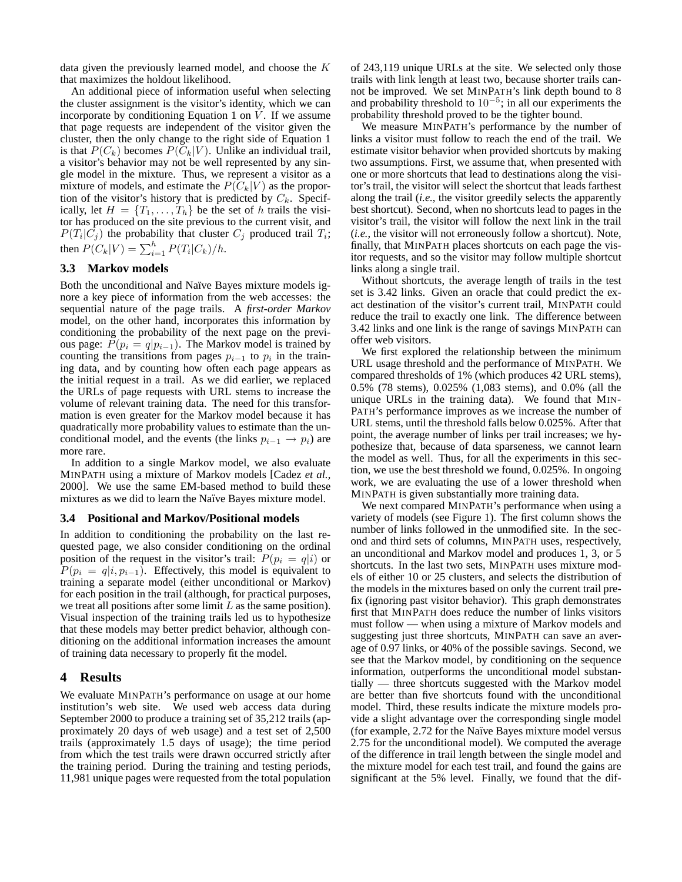data given the previously learned model, and choose the $K$ that maximizes the holdout likelihood.

An additional piece of information useful when selecting the cluster assignment is the visitor's identity, which we can incorporate by conditioning Equation 1 on $V$. If we assume that page requests are independent of the visitor given the cluster, then the only change to the right side of Equation 1 is that $P(C_k)$ becomes $P(C_k|V)$. Unlike an individual trail, a visitor's behavior may not be well represented by any single model in the mixture. Thus, we represent a visitor as a mixture of models, and estimate the $P(C_k|V)$ as the proportion of the visitor's history that is predicted by $C_k$. Specifically, let $H = \{T_1, \ldots, T_h\}$ be the set of $h$ trails the visitor has produced on the site previous to the current visit, and $P(T_i|C_j)$ the probability that cluster $C_j$ produced trail $T_i$; then $P(C_k|V) = \sum_{i=1}^{h} P(T_i|C_k)/h$.

### 3.3 Markov models

Both the unconditional and Naïve Bayes mixture models ignore a key piece of information from the web accesses: the sequential nature of the page trails. A ***first-order Markov*** model, on the other hand, incorporates this information by conditioning the probability of the next page on the previous page: $P(p_i = q|p_{i-1})$. The Markov model is trained by counting the transitions from pages $p_{i-1}$ to $p_i$ in the training data, and by counting how often each page appears as the initial request in a trail. As we did earlier, we replaced the URLs of page requests with URL stems to increase the volume of relevant training data. The need for this transformation is even greater for the Markov model because it has quadratically more probability values to estimate than the unconditional model, and the events (the links $p_{i-1} \rightarrow p_i$) are more rare.

In addition to a single Markov model, we also evaluate MINPATH using a mixture of Markov models [Cadez *et al.*, 2000]. We use the same EM-based method to build these mixtures as we did to learn the Naïve Bayes mixture model.

### 3.4 Positional and Markov/Positional models

In addition to conditioning the probability on the last requested page, we also consider conditioning on the ordinal position of the request in the visitor's trail: $P(p_i = q|i)$ or $P(p_i = q|i, p_{i-1})$. Effectively, this model is equivalent to training a separate model (either unconditional or Markov) for each position in the trail (although, for practical purposes, we treat all positions after some limit $L$ as the same position). Visual inspection of the training trails led us to hypothesize that these models may better predict behavior, although conditioning on the additional information increases the amount of training data necessary to properly fit the model.

## 4 Results

We evaluate MINPATH's performance on usage at our home institution's web site. We used web access data during September 2000 to produce a training set of 35,212 trails (approximately 20 days of web usage) and a test set of 2,500 trails (approximately 1.5 days of usage); the time period from which the test trails were drawn occurred strictly after the training period. During the training and testing periods, 11,981 unique pages were requested from the total population of 243,119 unique URLs at the site. We selected only those trails with link length at least two, because shorter trails cannot be improved. We set MINPATH's link depth bound to 8 and probability threshold to $10^{-5}$; in all our experiments the probability threshold proved to be the tighter bound.

We measure MINPATH's performance by the number of links a visitor must follow to reach the end of the trail. We estimate visitor behavior when provided shortcuts by making two assumptions. First, we assume that, when presented with one or more shortcuts that lead to destinations along the visitor's trail, the visitor will select the shortcut that leads farthest along the trail (*i.e.*, the visitor greedily selects the apparently best shortcut). Second, when no shortcuts lead to pages in the visitor's trail, the visitor will follow the next link in the trail (*i.e.*, the visitor will not erroneously follow a shortcut). Note, finally, that MINPATH places shortcuts on each page the visitor requests, and so the visitor may follow multiple shortcut links along a single trail.

Without shortcuts, the average length of trails in the test set is 3.42 links. Given an oracle that could predict the exact destination of the visitor's current trail, MINPATH could reduce the trail to exactly one link. The difference between 3.42 links and one link is the range of savings MINPATH can offer web visitors.

We first explored the relationship between the minimum URL usage threshold and the performance of MINPATH. We compared thresholds of 1% (which produces 42 URL stems), 0.5% (78 stems), 0.025% (1,083 stems), and 0.0% (all the unique URLs in the training data). We found that MINPATH's performance improves as we increase the number of URL stems, until the threshold falls below 0.025%. After that point, the average number of links per trail increases; we hypothesize that, because of data sparseness, we cannot learn the model as well. Thus, for all the experiments in this section, we use the best threshold we found, 0.025%. In ongoing work, we are evaluating the use of a lower threshold when MINPATH is given substantially more training data.

We next compared MINPATH's performance when using a variety of models (see Figure 1). The first column shows the number of links followed in the unmodified site. In the second and third sets of columns, MINPATH uses, respectively, an unconditional and Markov model and produces 1, 3, or 5 shortcuts. In the last two sets, MINPATH uses mixture models of either 10 or 25 clusters, and selects the distribution of the models in the mixtures based on only the current trail prefix (ignoring past visitor behavior). This graph demonstrates first that MINPATH does reduce the number of links visitors must follow — when using a mixture of Markov models and suggesting just three shortcuts, MINPATH can save an average of 0.97 links, or 40% of the possible savings. Second, we see that the Markov model, by conditioning on the sequence information, outperforms the unconditional model substantially — three shortcuts suggested with the Markov model are better than five shortcuts found with the unconditional model. Third, these results indicate the mixture models provide a slight advantage over the corresponding single model (for example, 2.72 for the Naïve Bayes mixture model versus 2.75 for the unconditional model). We computed the average of the difference in trail length between the single model and the mixture model for each test trail, and found the gains are significant at the 5% level. Finally, we found that the dif-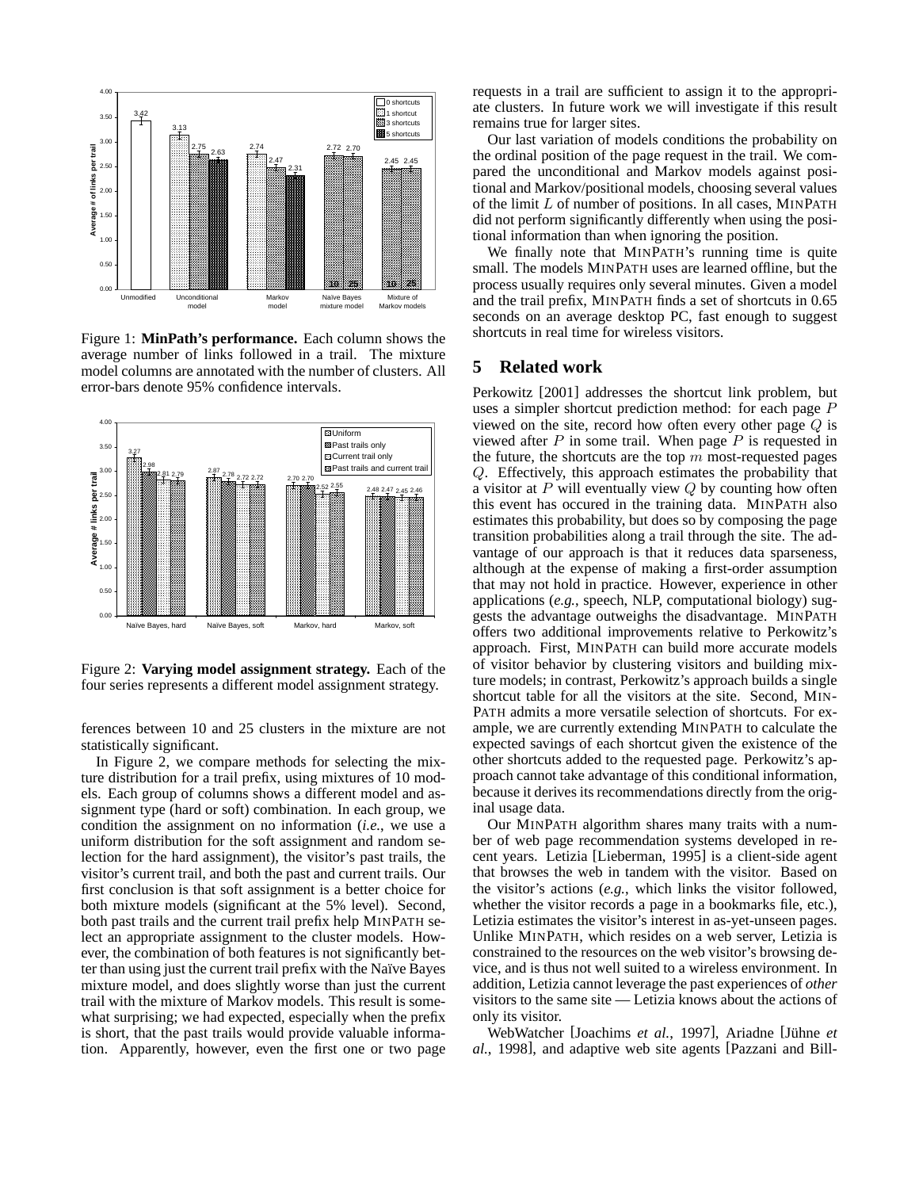Figure 1: **MinPath's performance.** Each column shows the average number of links followed in a trail. The mixture model columns are annotated with the number of clusters. All error-bars denote 95% confidence intervals.

Figure 2: **Varying model assignment strategy.** Each of the four series represents a different model assignment strategy.

ferences between 10 and 25 clusters in the mixture are not statistically significant.

In Figure 2, we compare methods for selecting the mixture distribution for a trail prefix, using mixtures of 10 models. Each group of columns shows a different model and assignment type (hard or soft) combination. In each group, we condition the assignment on no information (*i.e.*, we use a uniform distribution for the soft assignment and random selection for the hard assignment), the visitor's past trails, the visitor's current trail, and both the past and current trails. Our first conclusion is that soft assignment is a better choice for both mixture models (significant at the 5% level). Second, both past trails and the current trail prefix help MINPATH select an appropriate assignment to the cluster models. However, the combination of both features is not significantly better than using just the current trail prefix with the Naïve Bayes mixture model, and does slightly worse than just the current trail with the mixture of Markov models. This result is somewhat surprising; we had expected, especially when the prefix is short, that the past trails would provide valuable information. Apparently, however, even the first one or two page requests in a trail are sufficient to assign it to the appropriate clusters. In future work we will investigate if this result remains true for larger sites.

Our last variation of models conditions the probability on the ordinal position of the page request in the trail. We compared the unconditional and Markov models against positional and Markov/positional models, choosing several values of the limit $L$ of number of positions. In all cases, MINPATH did not perform significantly differently when using the positional information than when ignoring the position.

We finally note that MINPATH's running time is quite small. The models MINPATH uses are learned offline, but the process usually requires only several minutes. Given a model and the trail prefix, MINPATH finds a set of shortcuts in 0.65 seconds on an average desktop PC, fast enough to suggest shortcuts in real time for wireless visitors.

## 5 Related work

Perkowitz [2001] addresses the shortcut link problem, but uses a simpler shortcut prediction method: for each page $P$ viewed on the site, record how often every other page $Q$ is viewed after $P$ in some trail. When page $P$ is requested in the future, the shortcuts are the top $m$ most-requested pages $Q$. Effectively, this approach estimates the probability that a visitor at $P$ will eventually view $Q$ by counting how often this event has occured in the training data. MINPATH also estimates this probability, but does so by composing the page transition probabilities along a trail through the site. The advantage of our approach is that it reduces data sparseness, although at the expense of making a first-order assumption that may not hold in practice. However, experience in other applications (*e.g.*, speech, NLP, computational biology) suggests the advantage outweighs the disadvantage. MINPATH offers two additional improvements relative to Perkowitz's approach. First, MINPATH can build more accurate models of visitor behavior by clustering visitors and building mixture models; in contrast, Perkowitz's approach builds a single shortcut table for all the visitors at the site. Second, MINPATH admits a more versatile selection of shortcuts. For example, we are currently extending MINPATH to calculate the expected savings of each shortcut given the existence of the other shortcuts added to the requested page. Perkowitz's approach cannot take advantage of this conditional information, because it derives its recommendations directly from the original usage data.

Our MINPATH algorithm shares many traits with a number of web page recommendation systems developed in recent years. Letizia [Lieberman, 1995] is a client-side agent that browses the web in tandem with the visitor. Based on the visitor's actions (*e.g.*, which links the visitor followed, whether the visitor records a page in a bookmarks file, etc.), Letizia estimates the visitor's interest in as-yet-unseen pages. Unlike MINPATH, which resides on a web server, Letizia is constrained to the resources on the web visitor's browsing device, and is thus not well suited to a wireless environment. In addition, Letizia cannot leverage the past experiences of *other* visitors to the same site — Letizia knows about the actions of only its visitor.

WebWatcher [Joachims *et al.*, 1997], Ariadne [Jühne *et al.*, 1998], and adaptive web site agents [Pazzani and Bill-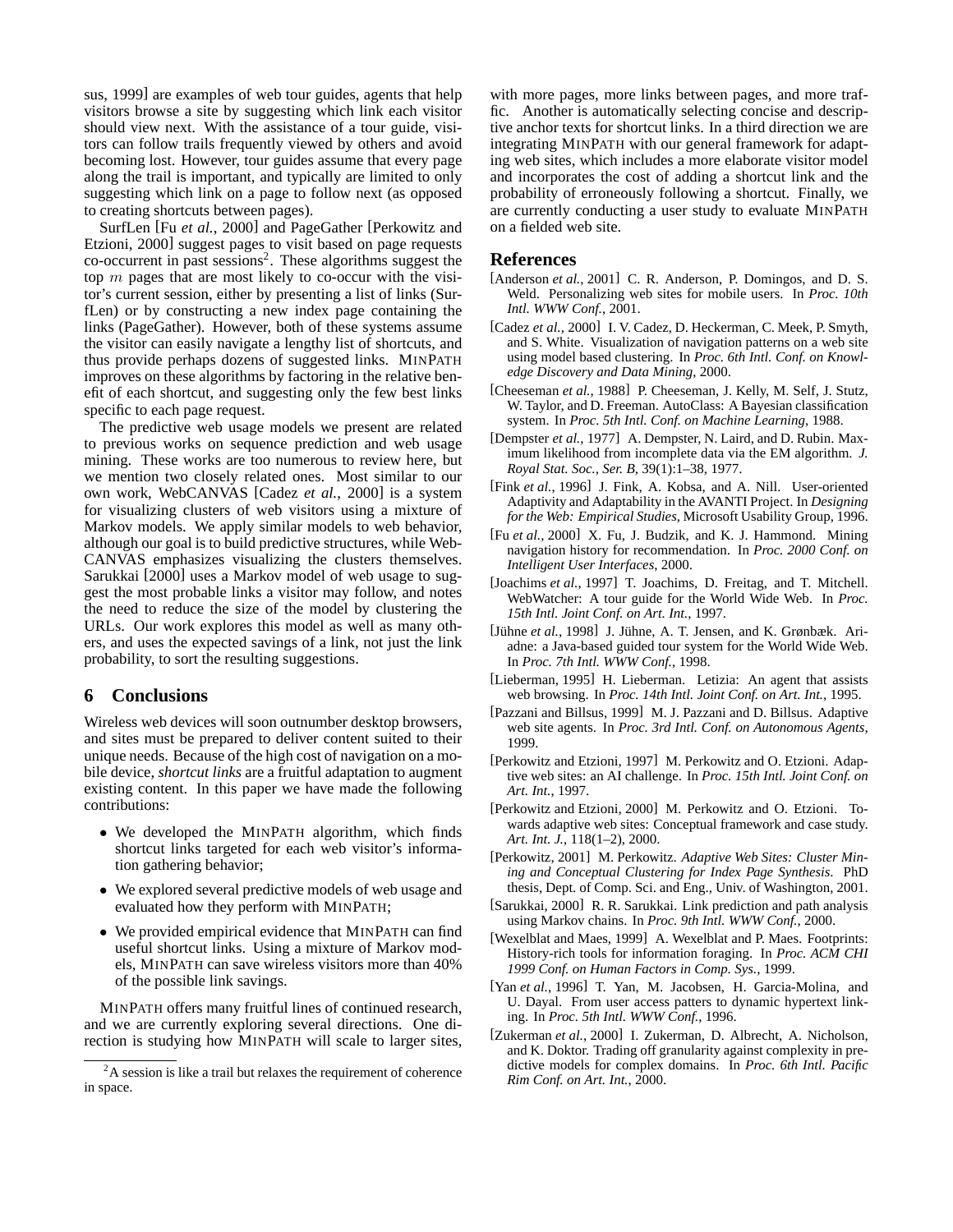sus, 1999] are examples of web tour guides, agents that help visitors browse a site by suggesting which link each visitor should view next. With the assistance of a tour guide, visitors can follow trails frequently viewed by others and avoid becoming lost. However, tour guides assume that every page along the trail is important, and typically are limited to only suggesting which link on a page to follow next (as opposed to creating shortcuts between pages).

SurfLen [Fu *et al.*, 2000] and PageGather [Perkowitz and Etzioni, 2000] suggest pages to visit based on page requests co-occurrent in past sessions[2]. These algorithms suggest the top $m$ pages that are most likely to co-occur with the visitor's current session, either by presenting a list of links (SurfLen) or by constructing a new index page containing the links (PageGather). However, both of these systems assume the visitor can easily navigate a lengthy list of shortcuts, and thus provide perhaps dozens of suggested links. MINPATH improves on these algorithms by factoring in the relative benefit of each shortcut, and suggesting only the few best links specific to each page request.

The predictive web usage models we present are related to previous works on sequence prediction and web usage mining. These works are too numerous to review here, but we mention two closely related ones. Most similar to our own work, WebCANVAS [Cadez *et al.*, 2000] is a system for visualizing clusters of web visitors using a mixture of Markov models. We apply similar models to web behavior, although our goal is to build predictive structures, while WebCANVAS emphasizes visualizing the clusters themselves. Sarukkai [2000] uses a Markov model of web usage to suggest the most probable links a visitor may follow, and notes the need to reduce the size of the model by clustering the URLs. Our work explores this model as well as many others, and uses the expected savings of a link, not just the link probability, to sort the resulting suggestions.

## 6 Conclusions

Wireless web devices will soon outnumber desktop browsers, and sites must be prepared to deliver content suited to their unique needs. Because of the high cost of navigation on a mobile device, *shortcut links* are a fruitful adaptation to augment existing content. In this paper we have made the following contributions:

- We developed the MINPATH algorithm, which finds shortcut links targeted for each web visitor's information gathering behavior;
- We explored several predictive models of web usage and evaluated how they perform with MINPATH;
- We provided empirical evidence that MINPATH can find useful shortcut links. Using a mixture of Markov models, MINPATH can save wireless visitors more than 40% of the possible link savings.

MINPATH offers many fruitful lines of continued research, and we are currently exploring several directions. One direction is studying how MINPATH will scale to larger sites, with more pages, more links between pages, and more traffic. Another is automatically selecting concise and descriptive anchor texts for shortcut links. In a third direction we are integrating MINPATH with our general framework for adapting web sites, which includes a more elaborate visitor model and incorporates the cost of adding a shortcut link and the probability of erroneously following a shortcut. Finally, we are currently conducting a user study to evaluate MINPATH on a fielded web site.

[2] A session is like a trail but relaxes the requirement of coherence in space.

## References

[Anderson *et al.*, 2001] C. R. Anderson, P. Domingos, and D. S. Weld. Personalizing web sites for mobile users. In *Proc. 10th Intl. WWW Conf.*, 2001.

[Cadez *et al.*, 2000] I. V. Cadez, D. Heckerman, C. Meek, P. Smyth, and S. White. Visualization of navigation patterns on a web site using model based clustering. In *Proc. 6th Intl. Conf. on Knowledge Discovery and Data Mining*, 2000.

[Cheeseman *et al.*, 1988] P. Cheeseman, J. Kelly, M. Self, J. Stutz, W. Taylor, and D. Freeman. AutoClass: A Bayesian classification system. In *Proc. 5th Intl. Conf. on Machine Learning*, 1988.

[Dempster *et al.*, 1977] A. Dempster, N. Laird, and D. Rubin. Maximum likelihood from incomplete data via the EM algorithm. *J. Royal Stat. Soc., Ser. B*, 39(1):1–38, 1977.

[Fink *et al.*, 1996] J. Fink, A. Kobsa, and A. Nill. User-oriented Adaptivity and Adaptability in the AVANTI Project. In *Designing for the Web: Empirical Studies*, Microsoft Usability Group, 1996.

[Fu *et al.*, 2000] X. Fu, J. Budzik, and K. J. Hammond. Mining navigation history for recommendation. In *Proc. 2000 Conf. on Intelligent User Interfaces*, 2000.

[Joachims *et al.*, 1997] T. Joachims, D. Freitag, and T. Mitchell. WebWatcher: A tour guide for the World Wide Web. In *Proc. 15th Intl. Joint Conf. on Art. Int.*, 1997.

[Jühne *et al.*, 1998] J. Jühne, A. T. Jensen, and K. Grønbæk. Ariadne: a Java-based guided tour system for the World Wide Web. In *Proc. 7th Intl. WWW Conf.*, 1998.

[Lieberman, 1995] H. Lieberman. Letizia: An agent that assists web browsing. In *Proc. 14th Intl. Joint Conf. on Art. Int.*, 1995.

[Pazzani and Billsus, 1999] M. J. Pazzani and D. Billsus. Adaptive web site agents. In *Proc. 3rd Intl. Conf. on Autonomous Agents*, 1999.

[Perkowitz and Etzioni, 1997] M. Perkowitz and O. Etzioni. Adaptive web sites: an AI challenge. In *Proc. 15th Intl. Joint Conf. on Art. Int.*, 1997.

[Perkowitz and Etzioni, 2000] M. Perkowitz and O. Etzioni. Towards adaptive web sites: Conceptual framework and case study. *Art. Int. J.*, 118(1–2), 2000.

[Perkowitz, 2001] M. Perkowitz. *Adaptive Web Sites: Cluster Mining and Conceptual Clustering for Index Page Synthesis*. PhD thesis, Dept. of Comp. Sci. and Eng., Univ. of Washington, 2001.

[Sarukkai, 2000] R. R. Sarukkai. Link prediction and path analysis using Markov chains. In *Proc. 9th Intl. WWW Conf.*, 2000.

[Wexelblat and Maes, 1999] A. Wexelblat and P. Maes. Footprints: History-rich tools for information foraging. In *Proc. ACM CHI 1999 Conf. on Human Factors in Comp. Sys.*, 1999.

[Yan *et al.*, 1996] T. Yan, M. Jacobsen, H. Garcia-Molina, and U. Dayal. From user access patters to dynamic hypertext linking. In *Proc. 5th Intl. WWW Conf.*, 1996.

[Zukerman *et al.*, 2000] I. Zukerman, D. Albrecht, A. Nicholson, and K. Doktor. Trading off granularity against complexity in predictive models for complex domains. In *Proc. 6th Intl. Pacific Rim Conf. on Art. Int.*, 2000.